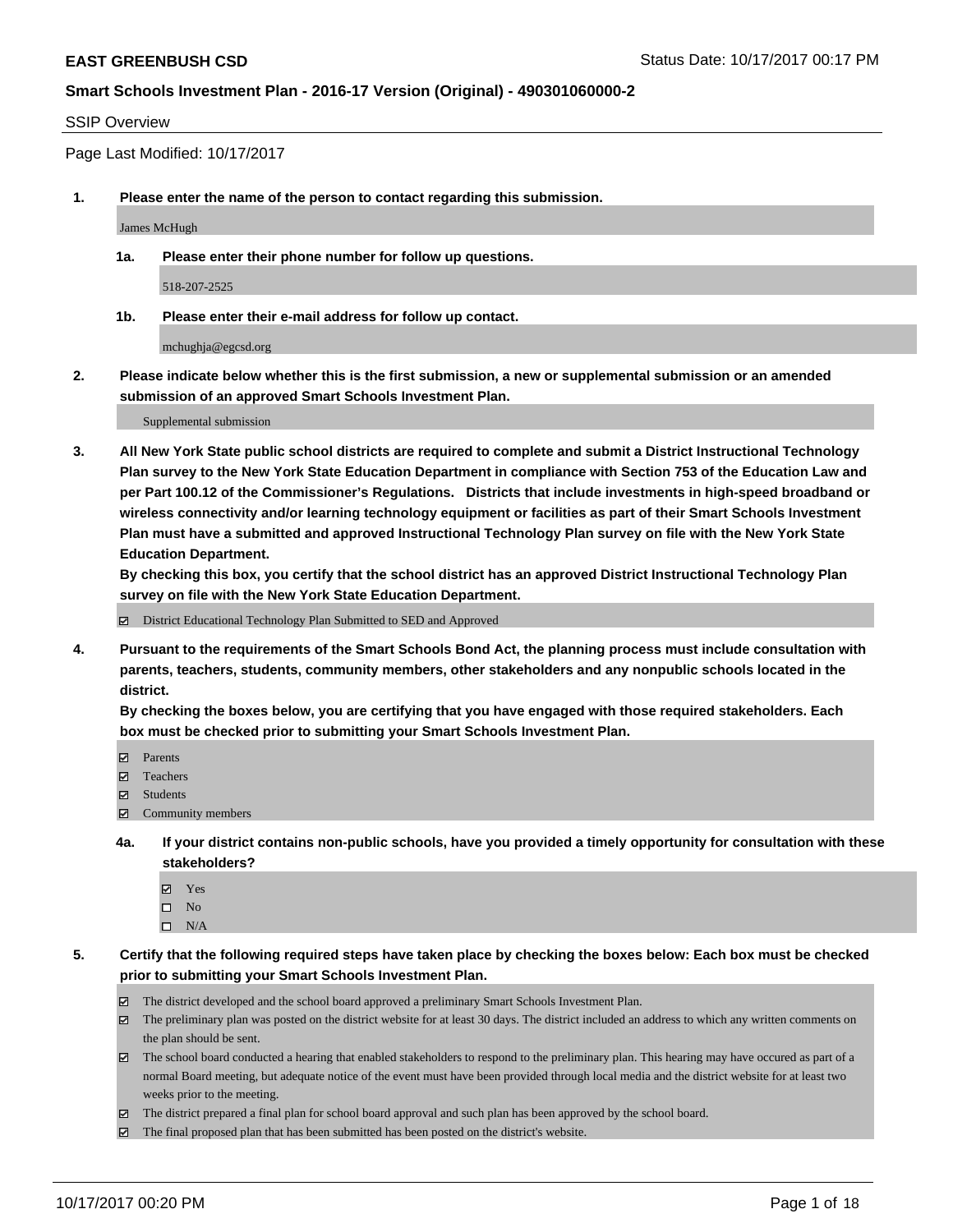**EAST GREENBUSH CSD** Status Date: 10/17/2017 00:17 PM

**Smart Schools Investment Plan - 2016-17 Version (Original) - 490301060000-2**

SSIP Overview

Page Last Modified: 10/17/2017

1. **Please enter the name of the person to contact regarding this submission.**

   James McHugh

   1a. **Please enter their phone number for follow up questions.**

   518-207-2525

   1b. **Please enter their e-mail address for follow up contact.**

   mchughja@egcsd.org

2. **Please indicate below whether this is the first submission, a new or supplemental submission or an amended submission of an approved Smart Schools Investment Plan.**

   Supplemental submission

3. **All New York State public school districts are required to complete and submit a District Instructional Technology Plan survey to the New York State Education Department in compliance with Section 753 of the Education Law and per Part 100.12 of the Commissioner's Regulations. Districts that include investments in high-speed broadband or wireless connectivity and/or learning technology equipment or facilities as part of their Smart Schools Investment Plan must have a submitted and approved Instructional Technology Plan survey on file with the New York State Education Department.**
   **By checking this box, you certify that the school district has an approved District Instructional Technology Plan survey on file with the New York State Education Department.**

   - [x] District Educational Technology Plan Submitted to SED and Approved

4. **Pursuant to the requirements of the Smart Schools Bond Act, the planning process must include consultation with parents, teachers, students, community members, other stakeholders and any nonpublic schools located in the district.**
   **By checking the boxes below, you are certifying that you have engaged with those required stakeholders. Each box must be checked prior to submitting your Smart Schools Investment Plan.**

   - [x] Parents
   - [x] Teachers
   - [x] Students
   - [x] Community members

   4a. **If your district contains non-public schools, have you provided a timely opportunity for consultation with these stakeholders?**

   - [x] Yes
   - [ ] No
   - [ ] N/A

5. **Certify that the following required steps have taken place by checking the boxes below: Each box must be checked prior to submitting your Smart Schools Investment Plan.**

   - [x] The district developed and the school board approved a preliminary Smart Schools Investment Plan.
   - [x] The preliminary plan was posted on the district website for at least 30 days. The district included an address to which any written comments on the plan should be sent.
   - [x] The school board conducted a hearing that enabled stakeholders to respond to the preliminary plan. This hearing may have occured as part of a normal Board meeting, but adequate notice of the event must have been provided through local media and the district website for at least two weeks prior to the meeting.
   - [x] The district prepared a final plan for school board approval and such plan has been approved by the school board.
   - [x] The final proposed plan that has been submitted has been posted on the district's website.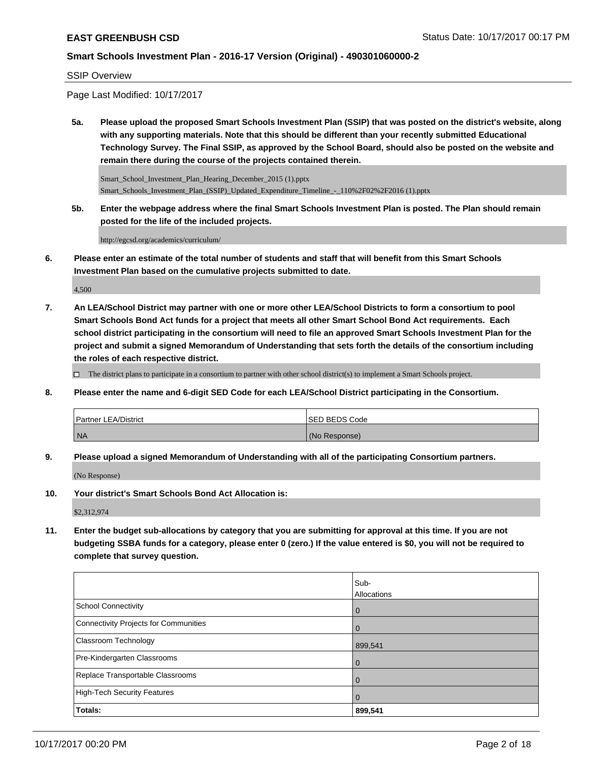SSIP Overview

Page Last Modified: 10/17/2017

**5a. Please upload the proposed Smart Schools Investment Plan (SSIP) that was posted on the district's website, along with any supporting materials. Note that this should be different than your recently submitted Educational Technology Survey. The Final SSIP, as approved by the School Board, should also be posted on the website and remain there during the course of the projects contained therein.**

Smart_School_Investment_Plan_Hearing_December_2015 (1).pptx
Smart_Schools_Investment_Plan_(SSIP)_Updated_Expenditure_Timeline_-_110%2F02%2F2016 (1).pptx

**5b. Enter the webpage address where the final Smart Schools Investment Plan is posted. The Plan should remain posted for the life of the included projects.**

http://egcsd.org/academics/curriculum/

**6. Please enter an estimate of the total number of students and staff that will benefit from this Smart Schools Investment Plan based on the cumulative projects submitted to date.**

4,500

**7. An LEA/School District may partner with one or more other LEA/School Districts to form a consortium to pool Smart Schools Bond Act funds for a project that meets all other Smart School Bond Act requirements. Each school district participating in the consortium will need to file an approved Smart Schools Investment Plan for the project and submit a signed Memorandum of Understanding that sets forth the details of the consortium including the roles of each respective district.**

☐ The district plans to participate in a consortium to partner with other school district(s) to implement a Smart Schools project.

**8. Please enter the name and 6-digit SED Code for each LEA/School District participating in the Consortium.**

| Partner LEA/District | SED BEDS Code |
|---|---|
| NA | (No Response) |

**9. Please upload a signed Memorandum of Understanding with all of the participating Consortium partners.**

(No Response)

**10. Your district's Smart Schools Bond Act Allocation is:**

$2,312,974

**11. Enter the budget sub-allocations by category that you are submitting for approval at this time. If you are not budgeting SSBA funds for a category, please enter 0 (zero.) If the value entered is $0, you will not be required to complete that survey question.**

| | Sub-Allocations |
|---|---|
| School Connectivity | 0 |
| Connectivity Projects for Communities | 0 |
| Classroom Technology | 899,541 |
| Pre-Kindergarten Classrooms | 0 |
| Replace Transportable Classrooms | 0 |
| High-Tech Security Features | 0 |
| **Totals:** | **899,541** |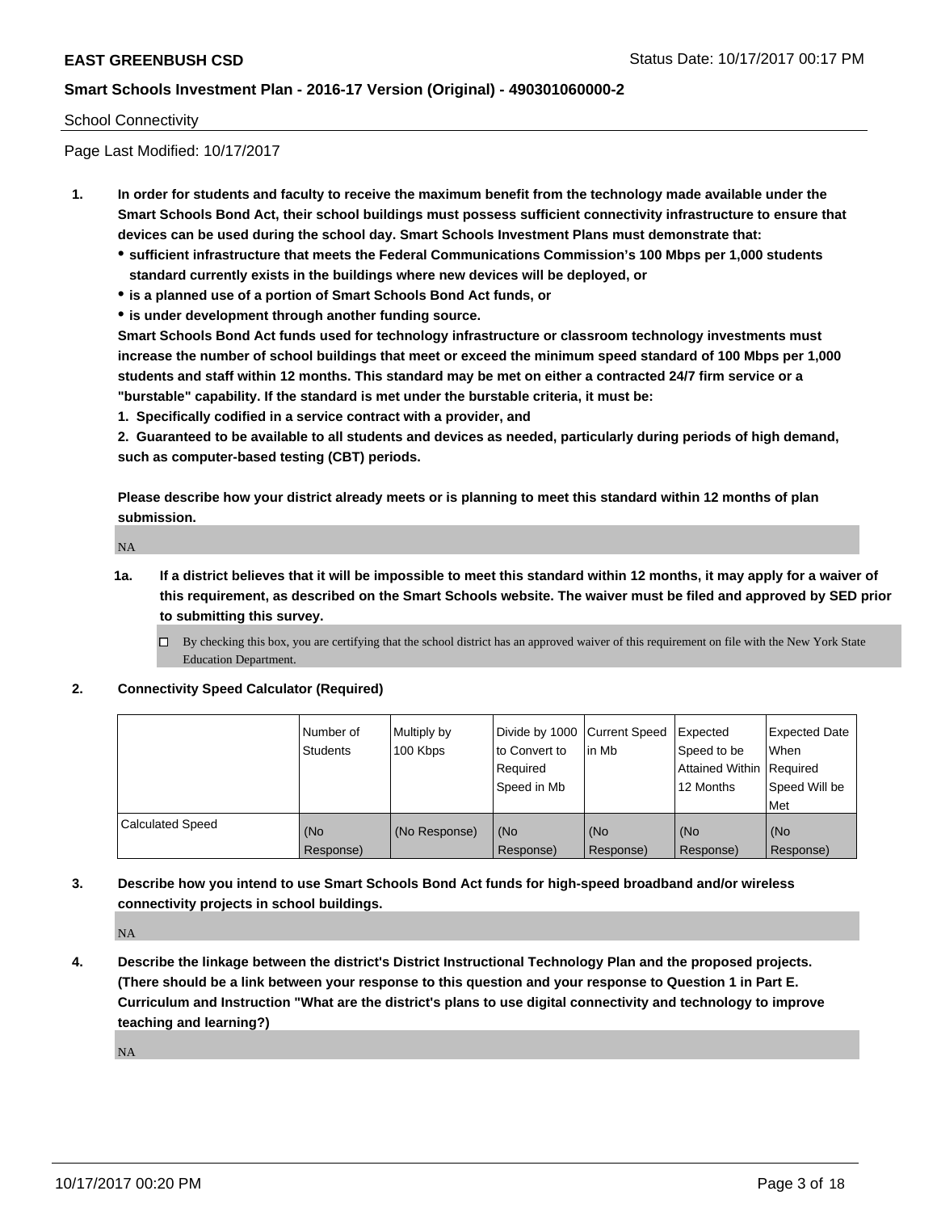School Connectivity

Page Last Modified: 10/17/2017

1. **In order for students and faculty to receive the maximum benefit from the technology made available under the Smart Schools Bond Act, their school buildings must possess sufficient connectivity infrastructure to ensure that devices can be used during the school day. Smart Schools Investment Plans must demonstrate that:**
   - **sufficient infrastructure that meets the Federal Communications Commission's 100 Mbps per 1,000 students standard currently exists in the buildings where new devices will be deployed, or**
   - **is a planned use of a portion of Smart Schools Bond Act funds, or**
   - **is under development through another funding source.**

   **Smart Schools Bond Act funds used for technology infrastructure or classroom technology investments must increase the number of school buildings that meet or exceed the minimum speed standard of 100 Mbps per 1,000 students and staff within 12 months. This standard may be met on either a contracted 24/7 firm service or a "burstable" capability. If the standard is met under the burstable criteria, it must be:**

   **1. Specifically codified in a service contract with a provider, and**

   **2. Guaranteed to be available to all students and devices as needed, particularly during periods of high demand, such as computer-based testing (CBT) periods.**

   **Please describe how your district already meets or is planning to meet this standard within 12 months of plan submission.**

   NA

   **1a. If a district believes that it will be impossible to meet this standard within 12 months, it may apply for a waiver of this requirement, as described on the Smart Schools website. The waiver must be filed and approved by SED prior to submitting this survey.**

   ☐ By checking this box, you are certifying that the school district has an approved waiver of this requirement on file with the New York State Education Department.

2. **Connectivity Speed Calculator (Required)**

| | Number of Students | Multiply by 100 Kbps | Divide by 1000 to Convert to Required Speed in Mb | Current Speed in Mb | Expected Speed to be Attained Within 12 Months | Expected Date When Required Speed Will be Met |
|---|---|---|---|---|---|---|
| Calculated Speed | (No Response) | (No Response) | (No Response) | (No Response) | (No Response) | (No Response) |

3. **Describe how you intend to use Smart Schools Bond Act funds for high-speed broadband and/or wireless connectivity projects in school buildings.**

   NA

4. **Describe the linkage between the district's District Instructional Technology Plan and the proposed projects. (There should be a link between your response to this question and your response to Question 1 in Part E. Curriculum and Instruction "What are the district's plans to use digital connectivity and technology to improve teaching and learning?)**

   NA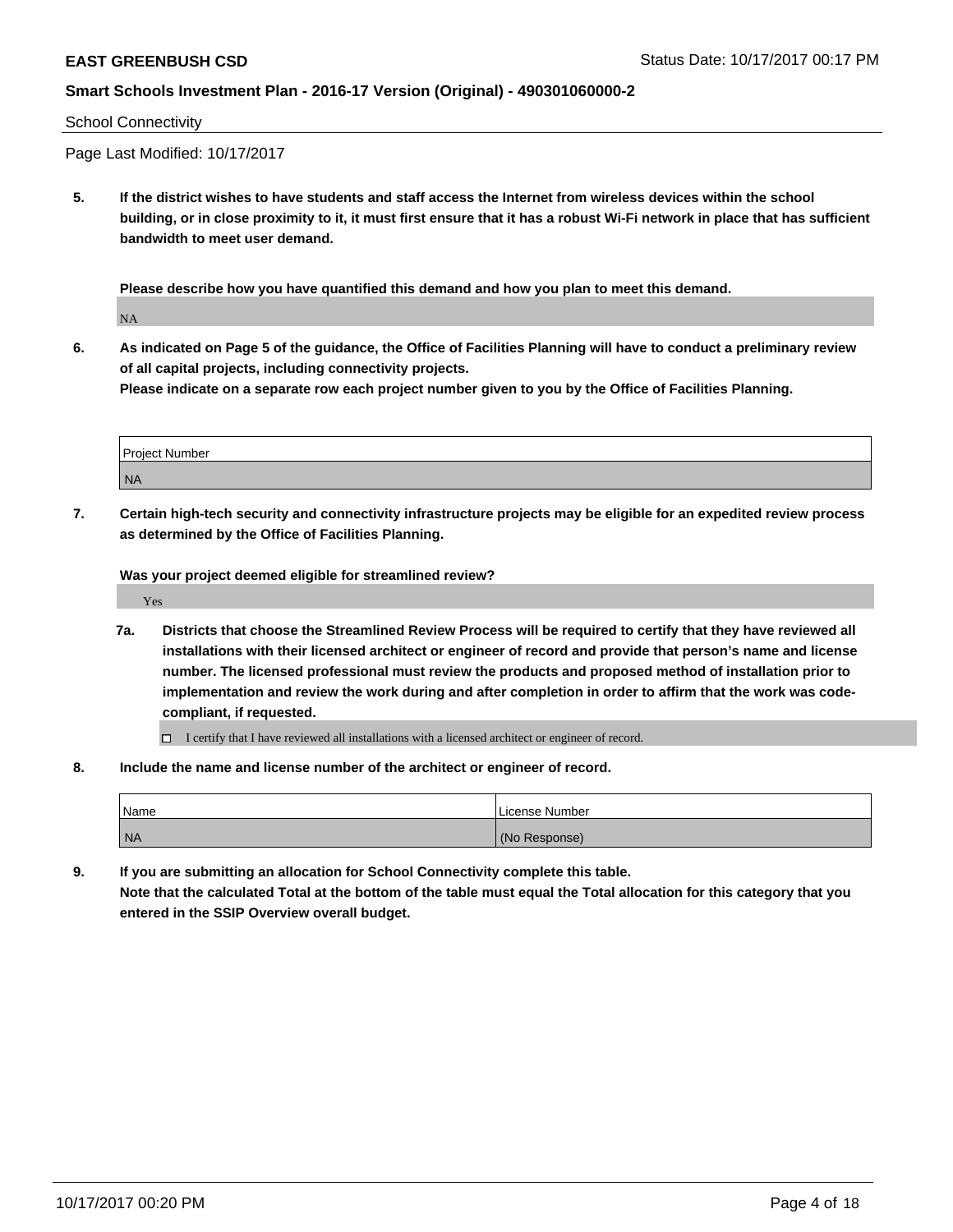School Connectivity

Page Last Modified: 10/17/2017

**5. If the district wishes to have students and staff access the Internet from wireless devices within the school building, or in close proximity to it, it must first ensure that it has a robust Wi-Fi network in place that has sufficient bandwidth to meet user demand.**

**Please describe how you have quantified this demand and how you plan to meet this demand.**

NA

**6. As indicated on Page 5 of the guidance, the Office of Facilities Planning will have to conduct a preliminary review of all capital projects, including connectivity projects.**
**Please indicate on a separate row each project number given to you by the Office of Facilities Planning.**

| Project Number |
|---|
| NA |

**7. Certain high-tech security and connectivity infrastructure projects may be eligible for an expedited review process as determined by the Office of Facilities Planning.**

**Was your project deemed eligible for streamlined review?**

Yes

**7a. Districts that choose the Streamlined Review Process will be required to certify that they have reviewed all installations with their licensed architect or engineer of record and provide that person's name and license number. The licensed professional must review the products and proposed method of installation prior to implementation and review the work during and after completion in order to affirm that the work was code-compliant, if requested.**

☐ I certify that I have reviewed all installations with a licensed architect or engineer of record.

**8. Include the name and license number of the architect or engineer of record.**

| Name | License Number |
|---|---|
| NA | (No Response) |

**9. If you are submitting an allocation for School Connectivity complete this table.**
**Note that the calculated Total at the bottom of the table must equal the Total allocation for this category that you entered in the SSIP Overview overall budget.**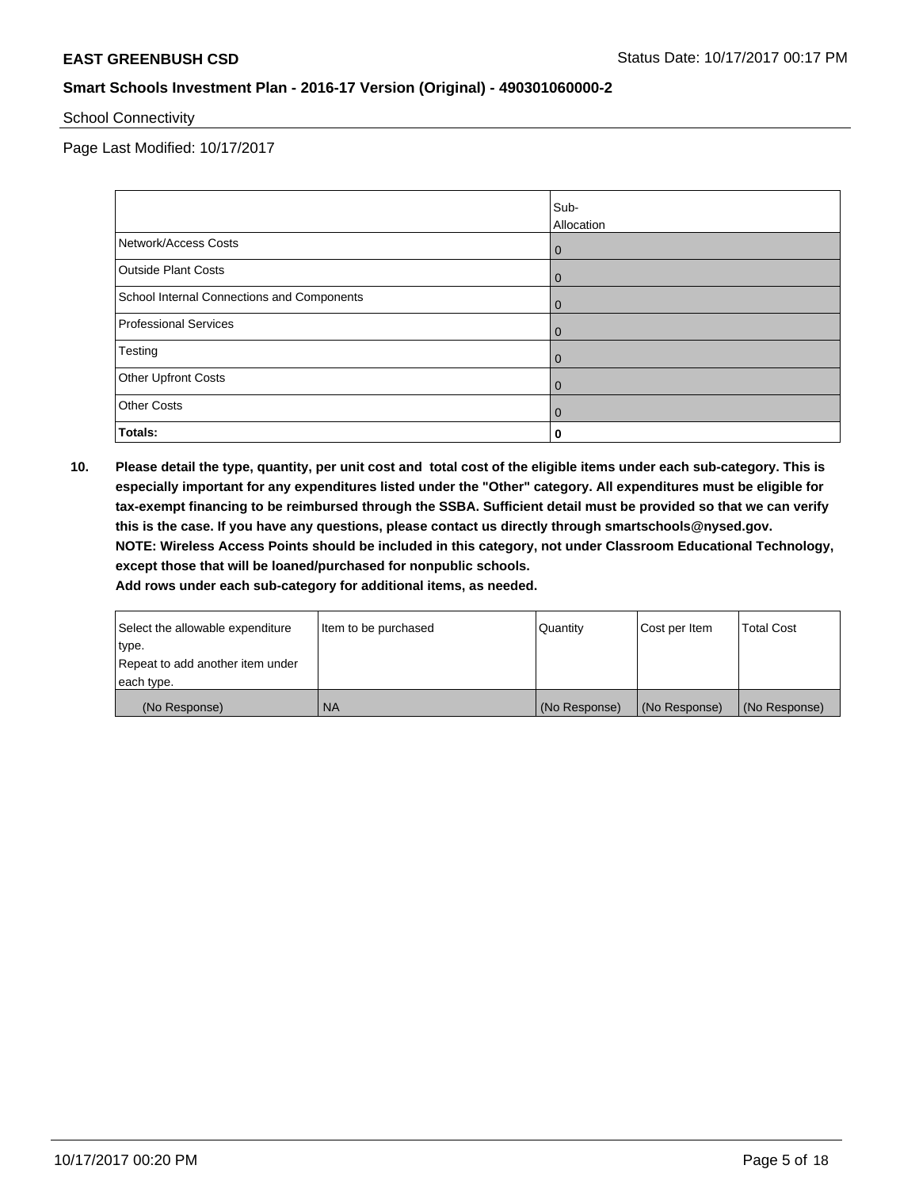School Connectivity

Page Last Modified: 10/17/2017

| | Sub-Allocation |
|---|---|
| Network/Access Costs | 0 |
| Outside Plant Costs | 0 |
| School Internal Connections and Components | 0 |
| Professional Services | 0 |
| Testing | 0 |
| Other Upfront Costs | 0 |
| Other Costs | 0 |
| **Totals:** | **0** |

**10. Please detail the type, quantity, per unit cost and total cost of the eligible items under each sub-category. This is especially important for any expenditures listed under the "Other" category. All expenditures must be eligible for tax-exempt financing to be reimbursed through the SSBA. Sufficient detail must be provided so that we can verify this is the case. If you have any questions, please contact us directly through smartschools@nysed.gov.**
**NOTE: Wireless Access Points should be included in this category, not under Classroom Educational Technology, except those that will be loaned/purchased for nonpublic schools.**
**Add rows under each sub-category for additional items, as needed.**

| Select the allowable expenditure type. Repeat to add another item under each type. | Item to be purchased | Quantity | Cost per Item | Total Cost |
|---|---|---|---|---|
| (No Response) | NA | (No Response) | (No Response) | (No Response) |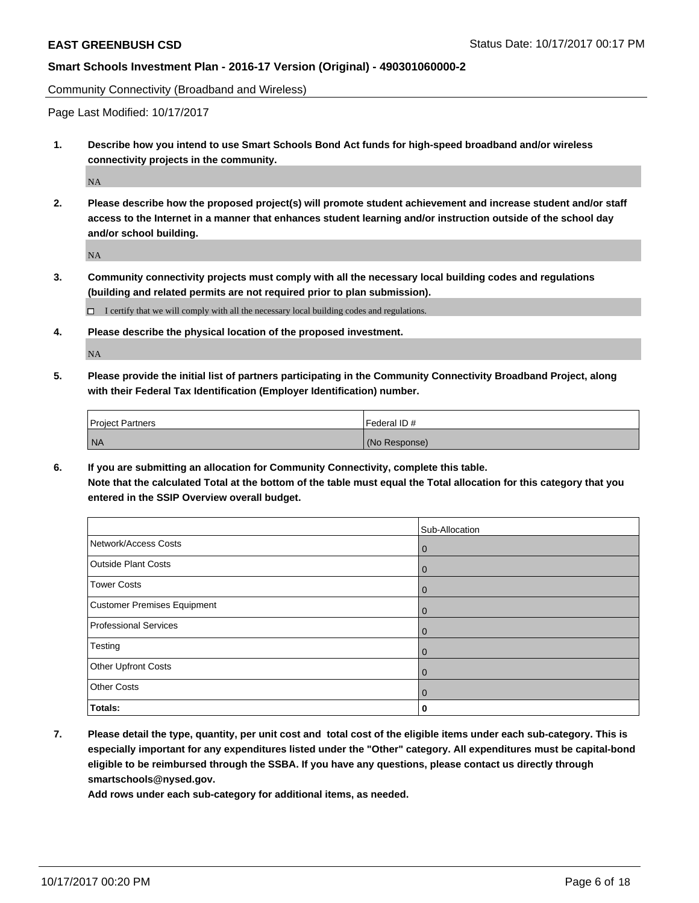Community Connectivity (Broadband and Wireless)

Page Last Modified: 10/17/2017

**1. Describe how you intend to use Smart Schools Bond Act funds for high-speed broadband and/or wireless connectivity projects in the community.**

NA

**2. Please describe how the proposed project(s) will promote student achievement and increase student and/or staff access to the Internet in a manner that enhances student learning and/or instruction outside of the school day and/or school building.**

NA

**3. Community connectivity projects must comply with all the necessary local building codes and regulations (building and related permits are not required prior to plan submission).**

☐ I certify that we will comply with all the necessary local building codes and regulations.

**4. Please describe the physical location of the proposed investment.**

NA

**5. Please provide the initial list of partners participating in the Community Connectivity Broadband Project, along with their Federal Tax Identification (Employer Identification) number.**

| Project Partners | Federal ID # |
| --- | --- |
| NA | (No Response) |

**6. If you are submitting an allocation for Community Connectivity, complete this table. Note that the calculated Total at the bottom of the table must equal the Total allocation for this category that you entered in the SSIP Overview overall budget.**

| | Sub-Allocation |
| --- | --- |
| Network/Access Costs | 0 |
| Outside Plant Costs | 0 |
| Tower Costs | 0 |
| Customer Premises Equipment | 0 |
| Professional Services | 0 |
| Testing | 0 |
| Other Upfront Costs | 0 |
| Other Costs | 0 |
| **Totals:** | **0** |

**7. Please detail the type, quantity, per unit cost and total cost of the eligible items under each sub-category. This is especially important for any expenditures listed under the "Other" category. All expenditures must be capital-bond eligible to be reimbursed through the SSBA. If you have any questions, please contact us directly through smartschools@nysed.gov.**

**Add rows under each sub-category for additional items, as needed.**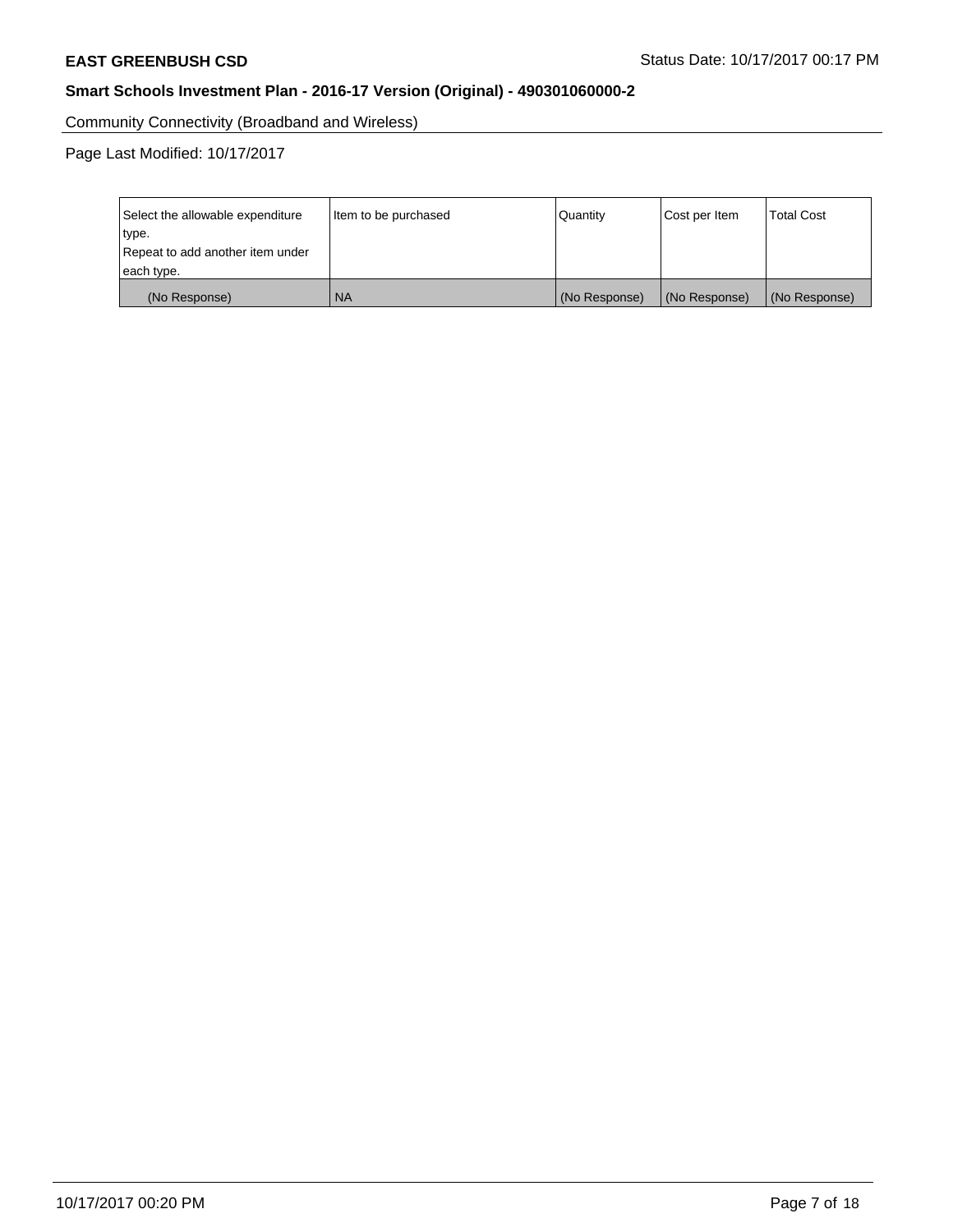Community Connectivity (Broadband and Wireless)

Page Last Modified: 10/17/2017

| Select the allowable expenditure type. Repeat to add another item under each type. | Item to be purchased | Quantity | Cost per Item | Total Cost |
|---|---|---|---|---|
| (No Response) | NA | (No Response) | (No Response) | (No Response) |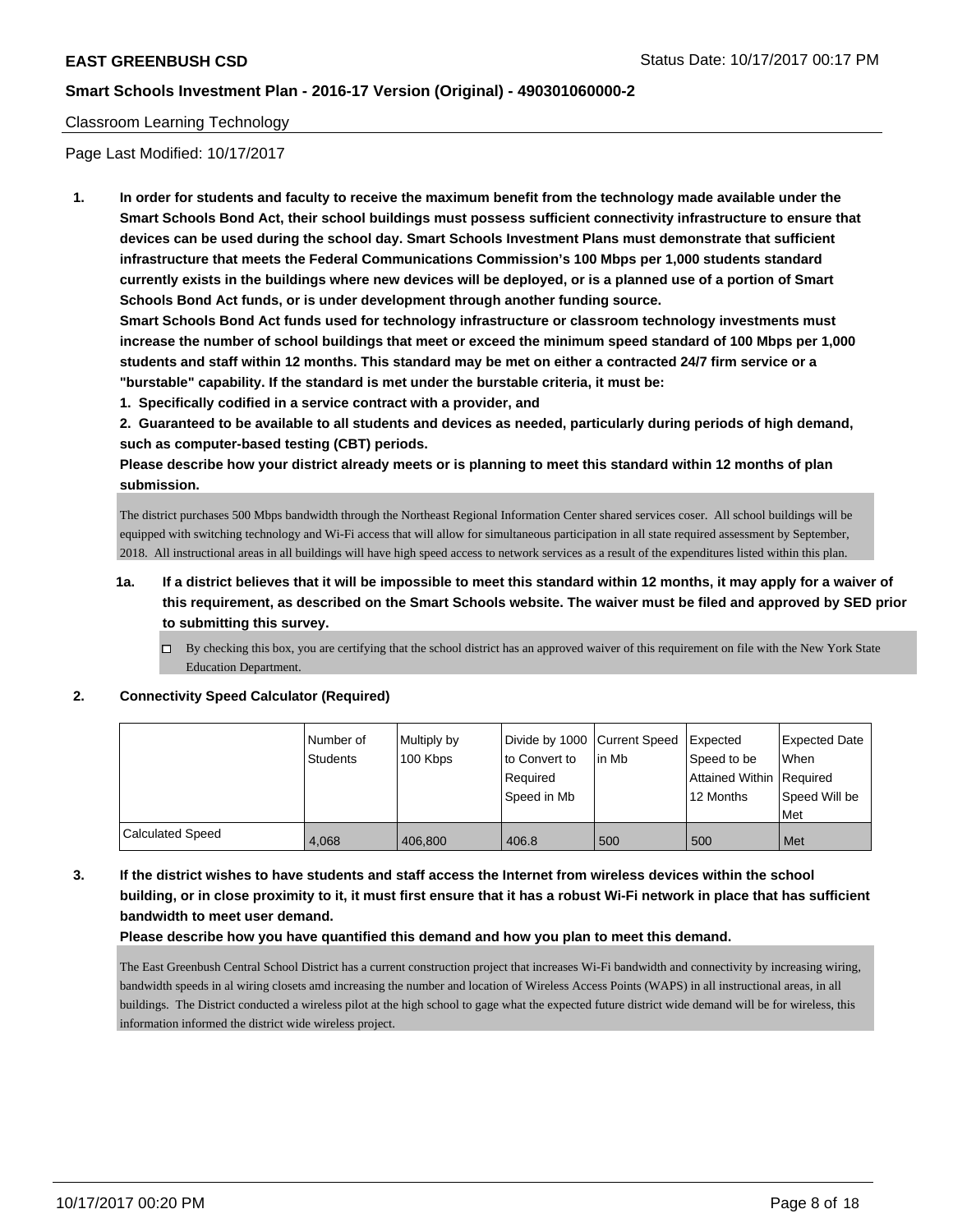Classroom Learning Technology

Page Last Modified: 10/17/2017

1. **In order for students and faculty to receive the maximum benefit from the technology made available under the Smart Schools Bond Act, their school buildings must possess sufficient connectivity infrastructure to ensure that devices can be used during the school day. Smart Schools Investment Plans must demonstrate that sufficient infrastructure that meets the Federal Communications Commission's 100 Mbps per 1,000 students standard currently exists in the buildings where new devices will be deployed, or is a planned use of a portion of Smart Schools Bond Act funds, or is under development through another funding source.**
   **Smart Schools Bond Act funds used for technology infrastructure or classroom technology investments must increase the number of school buildings that meet or exceed the minimum speed standard of 100 Mbps per 1,000 students and staff within 12 months. This standard may be met on either a contracted 24/7 firm service or a "burstable" capability. If the standard is met under the burstable criteria, it must be:**
   **1. Specifically codified in a service contract with a provider, and**
   **2. Guaranteed to be available to all students and devices as needed, particularly during periods of high demand, such as computer-based testing (CBT) periods.**
   **Please describe how your district already meets or is planning to meet this standard within 12 months of plan submission.**

   The district purchases 500 Mbps bandwidth through the Northeast Regional Information Center shared services coser. All school buildings will be equipped with switching technology and Wi-Fi access that will allow for simultaneous participation in all state required assessment by September, 2018. All instructional areas in all buildings will have high speed access to network services as a result of the expenditures listed within this plan.

   **1a. If a district believes that it will be impossible to meet this standard within 12 months, it may apply for a waiver of this requirement, as described on the Smart Schools website. The waiver must be filed and approved by SED prior to submitting this survey.**

   ☐ By checking this box, you are certifying that the school district has an approved waiver of this requirement on file with the New York State Education Department.

2. **Connectivity Speed Calculator (Required)**

| | Number of Students | Multiply by 100 Kbps | Divide by 1000 to Convert to Required Speed in Mb | Current Speed in Mb | Expected Speed to be Attained Within 12 Months | Expected Date When Required Speed Will be Met |
|---|---|---|---|---|---|---|
| Calculated Speed | 4,068 | 406,800 | 406.8 | 500 | 500 | Met |

3. **If the district wishes to have students and staff access the Internet from wireless devices within the school building, or in close proximity to it, it must first ensure that it has a robust Wi-Fi network in place that has sufficient bandwidth to meet user demand.**
   **Please describe how you have quantified this demand and how you plan to meet this demand.**

   The East Greenbush Central School District has a current construction project that increases Wi-Fi bandwidth and connectivity by increasing wiring, bandwidth speeds in al wiring closets amd increasing the number and location of Wireless Access Points (WAPS) in all instructional areas, in all buildings. The District conducted a wireless pilot at the high school to gage what the expected future district wide demand will be for wireless, this information informed the district wide wireless project.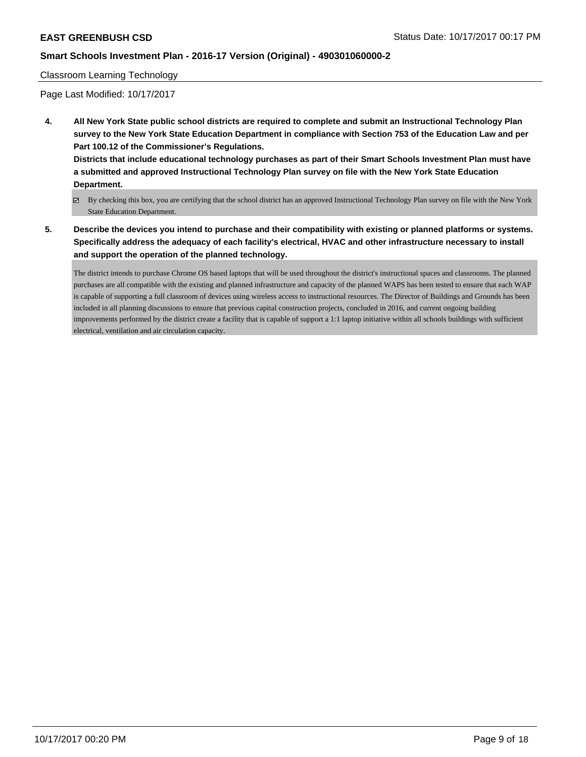Classroom Learning Technology

Page Last Modified: 10/17/2017

**4. All New York State public school districts are required to complete and submit an Instructional Technology Plan survey to the New York State Education Department in compliance with Section 753 of the Education Law and per Part 100.12 of the Commissioner's Regulations.**

**Districts that include educational technology purchases as part of their Smart Schools Investment Plan must have a submitted and approved Instructional Technology Plan survey on file with the New York State Education Department.**

☑ By checking this box, you are certifying that the school district has an approved Instructional Technology Plan survey on file with the New York State Education Department.

**5. Describe the devices you intend to purchase and their compatibility with existing or planned platforms or systems. Specifically address the adequacy of each facility's electrical, HVAC and other infrastructure necessary to install and support the operation of the planned technology.**

The district intends to purchase Chrome OS based laptops that will be used throughout the district's instructional spaces and classrooms. The planned purchases are all compatible with the existing and planned infrastructure and capacity of the planned WAPS has been tested to ensure that each WAP is capable of supporting a full classroom of devices using wireless access to instructional resources. The Director of Buildings and Grounds has been included in all planning discussions to ensure that previous capital construction projects, concluded in 2016, and current ongoing building improvements performed by the district create a facility that is capable of support a 1:1 laptop initiative within all schools buildings with sufficient electrical, ventilation and air circulation capacity.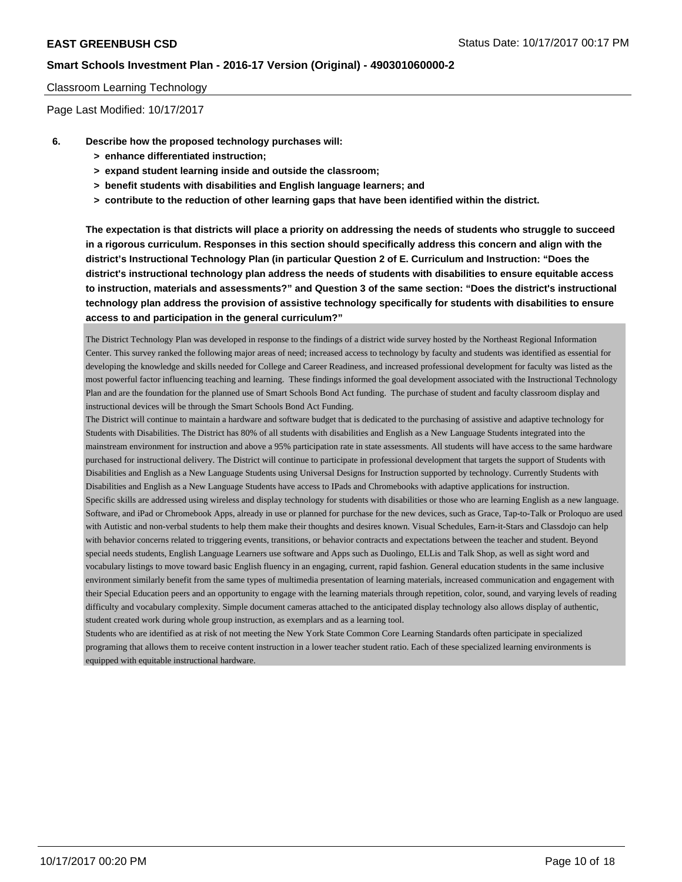Classroom Learning Technology

Page Last Modified: 10/17/2017

**6. Describe how the proposed technology purchases will:**

- **> enhance differentiated instruction;**
- **> expand student learning inside and outside the classroom;**
- **> benefit students with disabilities and English language learners; and**
- **> contribute to the reduction of other learning gaps that have been identified within the district.**

**The expectation is that districts will place a priority on addressing the needs of students who struggle to succeed in a rigorous curriculum. Responses in this section should specifically address this concern and align with the district's Instructional Technology Plan (in particular Question 2 of E. Curriculum and Instruction: "Does the district's instructional technology plan address the needs of students with disabilities to ensure equitable access to instruction, materials and assessments?" and Question 3 of the same section: "Does the district's instructional technology plan address the provision of assistive technology specifically for students with disabilities to ensure access to and participation in the general curriculum?"**

The District Technology Plan was developed in response to the findings of a district wide survey hosted by the Northeast Regional Information Center. This survey ranked the following major areas of need; increased access to technology by faculty and students was identified as essential for developing the knowledge and skills needed for College and Career Readiness, and increased professional development for faculty was listed as the most powerful factor influencing teaching and learning. These findings informed the goal development associated with the Instructional Technology Plan and are the foundation for the planned use of Smart Schools Bond Act funding. The purchase of student and faculty classroom display and instructional devices will be through the Smart Schools Bond Act Funding.

The District will continue to maintain a hardware and software budget that is dedicated to the purchasing of assistive and adaptive technology for Students with Disabilities. The District has 80% of all students with disabilities and English as a New Language Students integrated into the mainstream environment for instruction and above a 95% participation rate in state assessments. All students will have access to the same hardware purchased for instructional delivery. The District will continue to participate in professional development that targets the support of Students with Disabilities and English as a New Language Students using Universal Designs for Instruction supported by technology. Currently Students with Disabilities and English as a New Language Students have access to IPads and Chromebooks with adaptive applications for instruction.

Specific skills are addressed using wireless and display technology for students with disabilities or those who are learning English as a new language. Software, and iPad or Chromebook Apps, already in use or planned for purchase for the new devices, such as Grace, Tap-to-Talk or Proloquo are used with Autistic and non-verbal students to help them make their thoughts and desires known. Visual Schedules, Earn-it-Stars and Classdojo can help with behavior concerns related to triggering events, transitions, or behavior contracts and expectations between the teacher and student. Beyond special needs students, English Language Learners use software and Apps such as Duolingo, ELLis and Talk Shop, as well as sight word and vocabulary listings to move toward basic English fluency in an engaging, current, rapid fashion. General education students in the same inclusive environment similarly benefit from the same types of multimedia presentation of learning materials, increased communication and engagement with their Special Education peers and an opportunity to engage with the learning materials through repetition, color, sound, and varying levels of reading difficulty and vocabulary complexity. Simple document cameras attached to the anticipated display technology also allows display of authentic, student created work during whole group instruction, as exemplars and as a learning tool.

Students who are identified as at risk of not meeting the New York State Common Core Learning Standards often participate in specialized programing that allows them to receive content instruction in a lower teacher student ratio. Each of these specialized learning environments is equipped with equitable instructional hardware.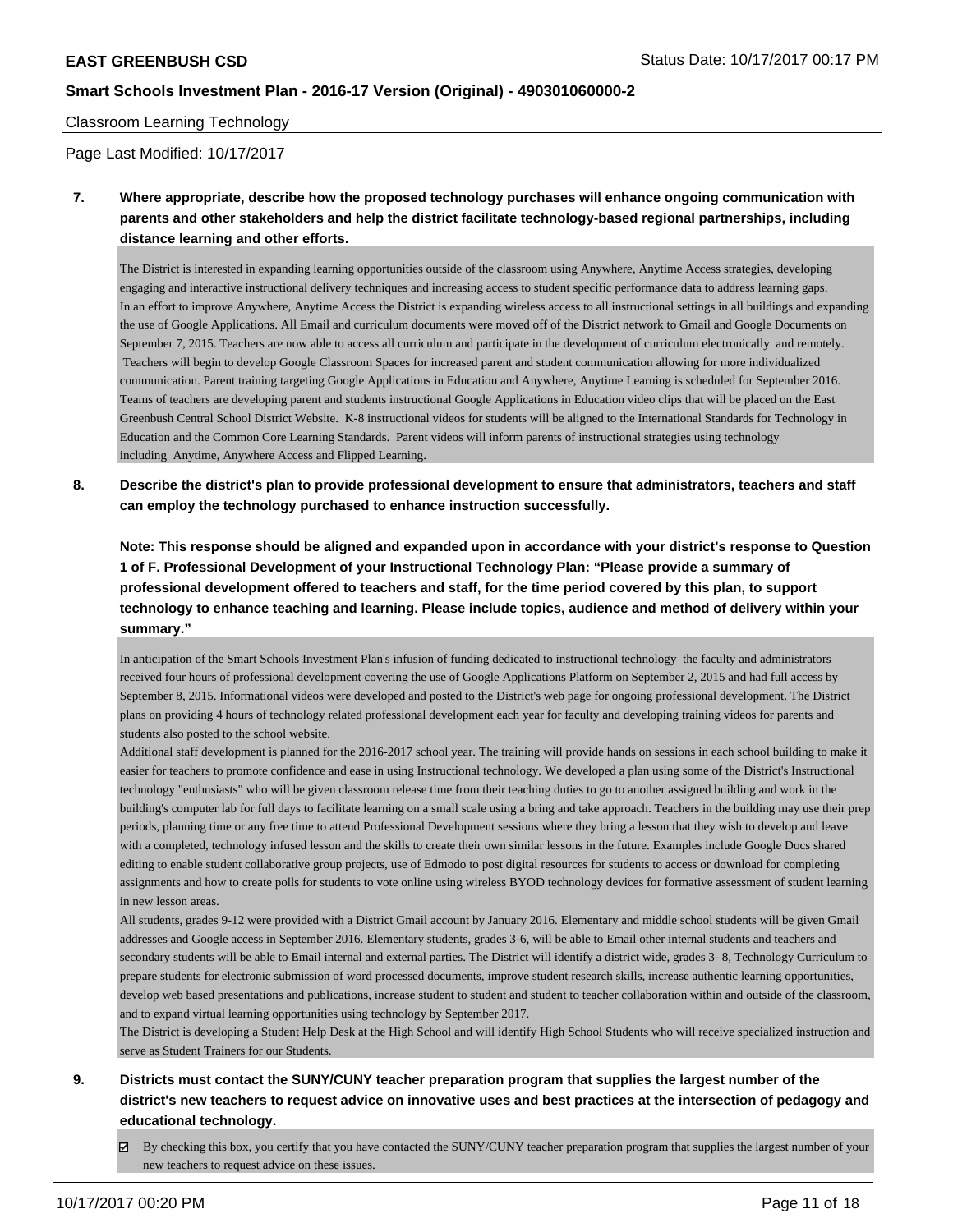Classroom Learning Technology

Page Last Modified: 10/17/2017

**7. Where appropriate, describe how the proposed technology purchases will enhance ongoing communication with parents and other stakeholders and help the district facilitate technology-based regional partnerships, including distance learning and other efforts.**

The District is interested in expanding learning opportunities outside of the classroom using Anywhere, Anytime Access strategies, developing engaging and interactive instructional delivery techniques and increasing access to student specific performance data to address learning gaps.
In an effort to improve Anywhere, Anytime Access the District is expanding wireless access to all instructional settings in all buildings and expanding the use of Google Applications. All Email and curriculum documents were moved off of the District network to Gmail and Google Documents on September 7, 2015. Teachers are now able to access all curriculum and participate in the development of curriculum electronically and remotely. Teachers will begin to develop Google Classroom Spaces for increased parent and student communication allowing for more individualized communication. Parent training targeting Google Applications in Education and Anywhere, Anytime Learning is scheduled for September 2016. Teams of teachers are developing parent and students instructional Google Applications in Education video clips that will be placed on the East Greenbush Central School District Website. K-8 instructional videos for students will be aligned to the International Standards for Technology in Education and the Common Core Learning Standards. Parent videos will inform parents of instructional strategies using technology including Anytime, Anywhere Access and Flipped Learning.

**8. Describe the district's plan to provide professional development to ensure that administrators, teachers and staff can employ the technology purchased to enhance instruction successfully.**

**Note: This response should be aligned and expanded upon in accordance with your district's response to Question 1 of F. Professional Development of your Instructional Technology Plan: "Please provide a summary of professional development offered to teachers and staff, for the time period covered by this plan, to support technology to enhance teaching and learning. Please include topics, audience and method of delivery within your summary."**

In anticipation of the Smart Schools Investment Plan's infusion of funding dedicated to instructional technology the faculty and administrators received four hours of professional development covering the use of Google Applications Platform on September 2, 2015 and had full access by September 8, 2015. Informational videos were developed and posted to the District's web page for ongoing professional development. The District plans on providing 4 hours of technology related professional development each year for faculty and developing training videos for parents and students also posted to the school website.
Additional staff development is planned for the 2016-2017 school year. The training will provide hands on sessions in each school building to make it easier for teachers to promote confidence and ease in using Instructional technology. We developed a plan using some of the District's Instructional technology "enthusiasts" who will be given classroom release time from their teaching duties to go to another assigned building and work in the building's computer lab for full days to facilitate learning on a small scale using a bring and take approach. Teachers in the building may use their prep periods, planning time or any free time to attend Professional Development sessions where they bring a lesson that they wish to develop and leave with a completed, technology infused lesson and the skills to create their own similar lessons in the future. Examples include Google Docs shared editing to enable student collaborative group projects, use of Edmodo to post digital resources for students to access or download for completing assignments and how to create polls for students to vote online using wireless BYOD technology devices for formative assessment of student learning in new lesson areas.
All students, grades 9-12 were provided with a District Gmail account by January 2016. Elementary and middle school students will be given Gmail addresses and Google access in September 2016. Elementary students, grades 3-6, will be able to Email other internal students and teachers and secondary students will be able to Email internal and external parties. The District will identify a district wide, grades 3- 8, Technology Curriculum to prepare students for electronic submission of word processed documents, improve student research skills, increase authentic learning opportunities, develop web based presentations and publications, increase student to student and student to teacher collaboration within and outside of the classroom, and to expand virtual learning opportunities using technology by September 2017.
The District is developing a Student Help Desk at the High School and will identify High School Students who will receive specialized instruction and serve as Student Trainers for our Students.

**9. Districts must contact the SUNY/CUNY teacher preparation program that supplies the largest number of the district's new teachers to request advice on innovative uses and best practices at the intersection of pedagogy and educational technology.**

☑ By checking this box, you certify that you have contacted the SUNY/CUNY teacher preparation program that supplies the largest number of your new teachers to request advice on these issues.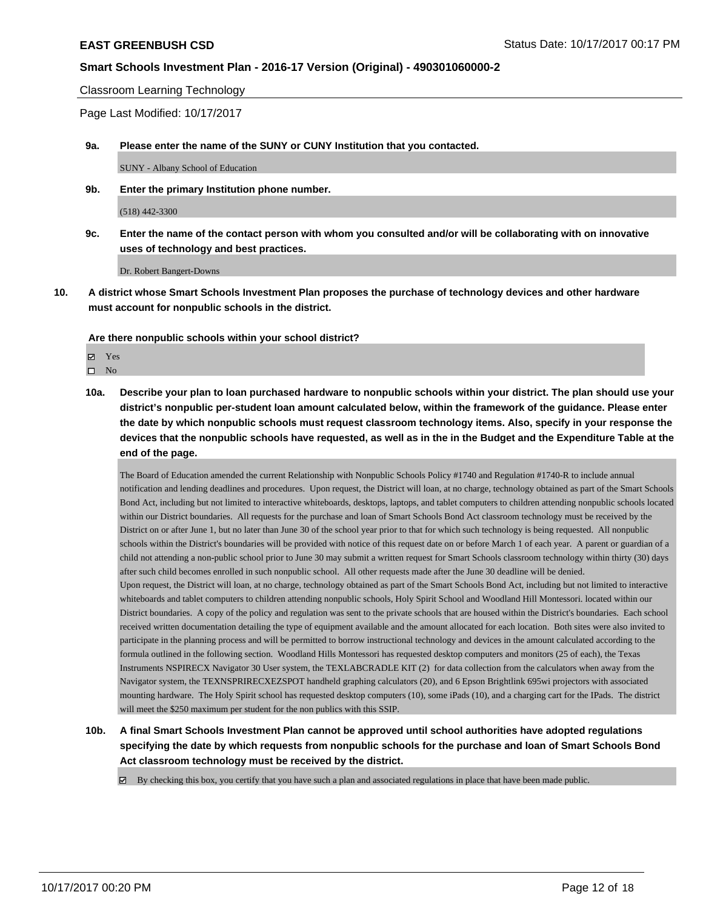Classroom Learning Technology

Page Last Modified: 10/17/2017

**9a. Please enter the name of the SUNY or CUNY Institution that you contacted.**

SUNY - Albany School of Education

**9b. Enter the primary Institution phone number.**

(518) 442-3300

**9c. Enter the name of the contact person with whom you consulted and/or will be collaborating with on innovative uses of technology and best practices.**

Dr. Robert Bangert-Downs

**10. A district whose Smart Schools Investment Plan proposes the purchase of technology devices and other hardware must account for nonpublic schools in the district.**

**Are there nonpublic schools within your school district?**

- ☑ Yes
- ☐ No

**10a. Describe your plan to loan purchased hardware to nonpublic schools within your district. The plan should use your district's nonpublic per-student loan amount calculated below, within the framework of the guidance. Please enter the date by which nonpublic schools must request classroom technology items. Also, specify in your response the devices that the nonpublic schools have requested, as well as in the in the Budget and the Expenditure Table at the end of the page.**

The Board of Education amended the current Relationship with Nonpublic Schools Policy #1740 and Regulation #1740-R to include annual notification and lending deadlines and procedures. Upon request, the District will loan, at no charge, technology obtained as part of the Smart Schools Bond Act, including but not limited to interactive whiteboards, desktops, laptops, and tablet computers to children attending nonpublic schools located within our District boundaries. All requests for the purchase and loan of Smart Schools Bond Act classroom technology must be received by the District on or after June 1, but no later than June 30 of the school year prior to that for which such technology is being requested. All nonpublic schools within the District's boundaries will be provided with notice of this request date on or before March 1 of each year. A parent or guardian of a child not attending a non-public school prior to June 30 may submit a written request for Smart Schools classroom technology within thirty (30) days after such child becomes enrolled in such nonpublic school. All other requests made after the June 30 deadline will be denied.
Upon request, the District will loan, at no charge, technology obtained as part of the Smart Schools Bond Act, including but not limited to interactive whiteboards and tablet computers to children attending nonpublic schools, Holy Spirit School and Woodland Hill Montessori. located within our District boundaries. A copy of the policy and regulation was sent to the private schools that are housed within the District's boundaries. Each school received written documentation detailing the type of equipment available and the amount allocated for each location. Both sites were also invited to participate in the planning process and will be permitted to borrow instructional technology and devices in the amount calculated according to the formula outlined in the following section. Woodland Hills Montessori has requested desktop computers and monitors (25 of each), the Texas Instruments NSPIRECX Navigator 30 User system, the TEXLABCRADLE KIT (2) for data collection from the calculators when away from the Navigator system, the TEXNSPRIRECXEZSPOT handheld graphing calculators (20), and 6 Epson Brightlink 695wi projectors with associated mounting hardware. The Holy Spirit school has requested desktop computers (10), some iPads (10), and a charging cart for the IPads. The district will meet the $250 maximum per student for the non publics with this SSIP.

**10b. A final Smart Schools Investment Plan cannot be approved until school authorities have adopted regulations specifying the date by which requests from nonpublic schools for the purchase and loan of Smart Schools Bond Act classroom technology must be received by the district.**

- ☑ By checking this box, you certify that you have such a plan and associated regulations in place that have been made public.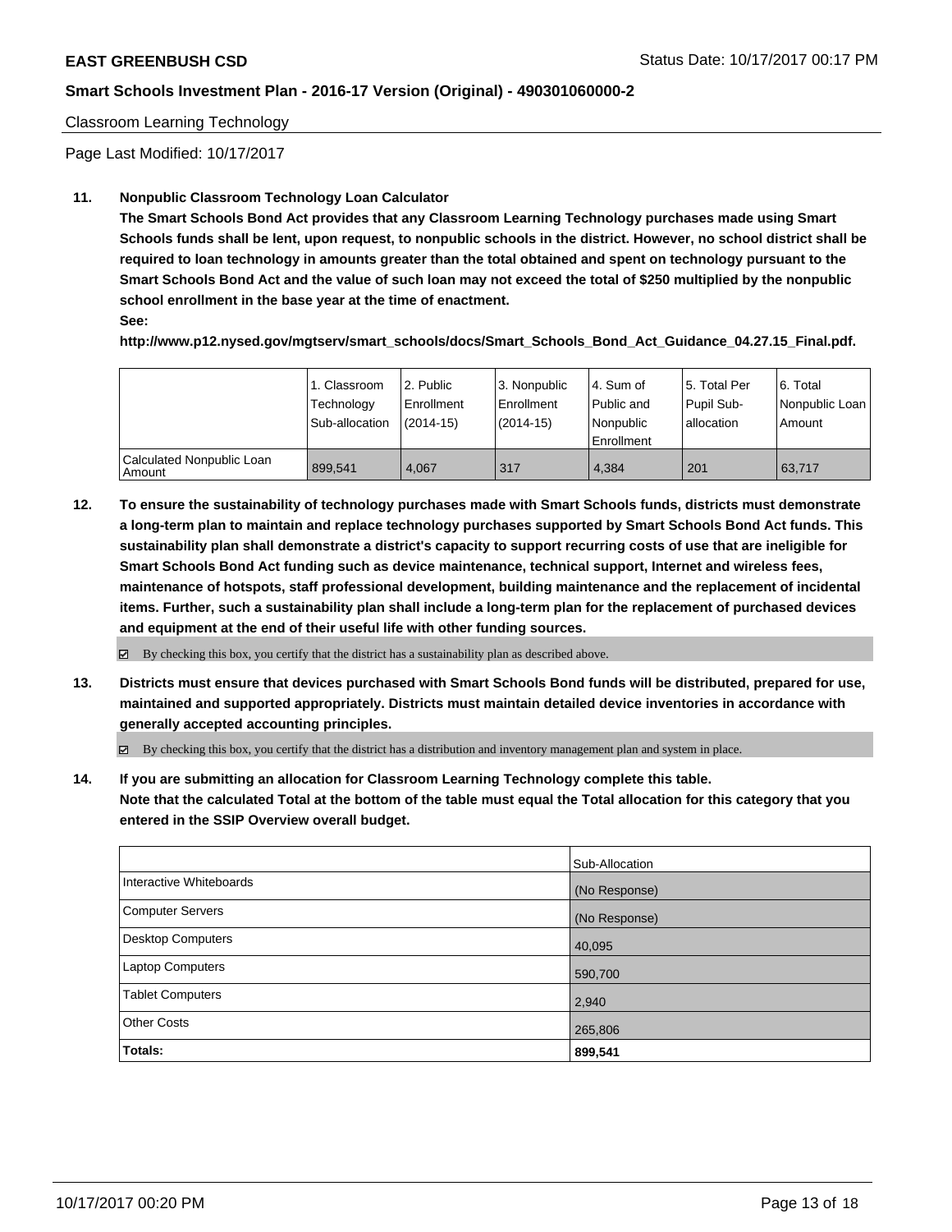Classroom Learning Technology

Page Last Modified: 10/17/2017

**11. Nonpublic Classroom Technology Loan Calculator**

**The Smart Schools Bond Act provides that any Classroom Learning Technology purchases made using Smart Schools funds shall be lent, upon request, to nonpublic schools in the district. However, no school district shall be required to loan technology in amounts greater than the total obtained and spent on technology pursuant to the Smart Schools Bond Act and the value of such loan may not exceed the total of $250 multiplied by the nonpublic school enrollment in the base year at the time of enactment.**

**See:**

**http://www.p12.nysed.gov/mgtserv/smart_schools/docs/Smart_Schools_Bond_Act_Guidance_04.27.15_Final.pdf.**

| | 1. Classroom Technology Sub-allocation | 2. Public Enrollment (2014-15) | 3. Nonpublic Enrollment (2014-15) | 4. Sum of Public and Nonpublic Enrollment | 5. Total Per Pupil Sub-allocation | 6. Total Nonpublic Loan Amount |
|---|---|---|---|---|---|---|
| Calculated Nonpublic Loan Amount | 899,541 | 4,067 | 317 | 4,384 | 201 | 63,717 |

**12. To ensure the sustainability of technology purchases made with Smart Schools funds, districts must demonstrate a long-term plan to maintain and replace technology purchases supported by Smart Schools Bond Act funds. This sustainability plan shall demonstrate a district's capacity to support recurring costs of use that are ineligible for Smart Schools Bond Act funding such as device maintenance, technical support, Internet and wireless fees, maintenance of hotspots, staff professional development, building maintenance and the replacement of incidental items. Further, such a sustainability plan shall include a long-term plan for the replacement of purchased devices and equipment at the end of their useful life with other funding sources.**

☑ By checking this box, you certify that the district has a sustainability plan as described above.

**13. Districts must ensure that devices purchased with Smart Schools Bond funds will be distributed, prepared for use, maintained and supported appropriately. Districts must maintain detailed device inventories in accordance with generally accepted accounting principles.**

☑ By checking this box, you certify that the district has a distribution and inventory management plan and system in place.

**14. If you are submitting an allocation for Classroom Learning Technology complete this table. Note that the calculated Total at the bottom of the table must equal the Total allocation for this category that you entered in the SSIP Overview overall budget.**

| | Sub-Allocation |
|---|---|
| Interactive Whiteboards | (No Response) |
| Computer Servers | (No Response) |
| Desktop Computers | 40,095 |
| Laptop Computers | 590,700 |
| Tablet Computers | 2,940 |
| Other Costs | 265,806 |
| **Totals:** | **899,541** |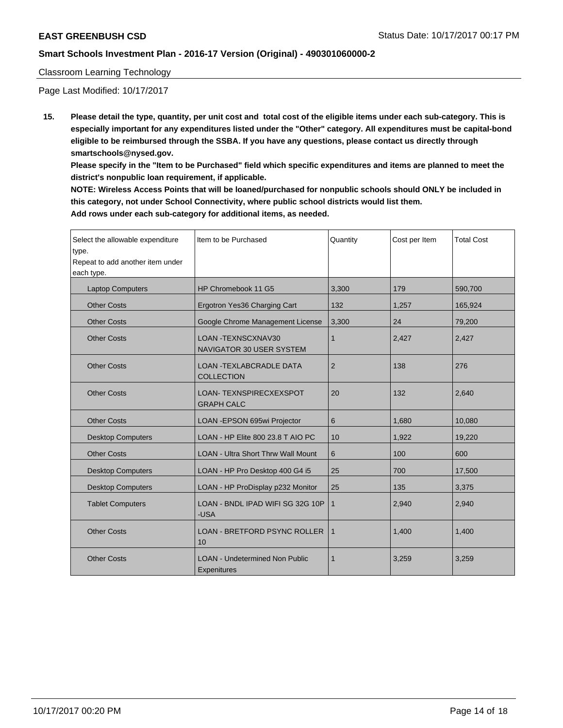Classroom Learning Technology

Page Last Modified: 10/17/2017

**15. Please detail the type, quantity, per unit cost and total cost of the eligible items under each sub-category. This is especially important for any expenditures listed under the "Other" category. All expenditures must be capital-bond eligible to be reimbursed through the SSBA. If you have any questions, please contact us directly through smartschools@nysed.gov.**

**Please specify in the "Item to be Purchased" field which specific expenditures and items are planned to meet the district's nonpublic loan requirement, if applicable.**

**NOTE: Wireless Access Points that will be loaned/purchased for nonpublic schools should ONLY be included in this category, not under School Connectivity, where public school districts would list them.**

**Add rows under each sub-category for additional items, as needed.**

| Select the allowable expenditure type. Repeat to add another item under each type. | Item to be Purchased | Quantity | Cost per Item | Total Cost |
|---|---|---|---|---|
| Laptop Computers | HP Chromebook 11 G5 | 3,300 | 179 | 590,700 |
| Other Costs | Ergotron Yes36 Charging Cart | 132 | 1,257 | 165,924 |
| Other Costs | Google Chrome Management License | 3,300 | 24 | 79,200 |
| Other Costs | LOAN -TEXNSCXNAV30 NAVIGATOR 30 USER SYSTEM | 1 | 2,427 | 2,427 |
| Other Costs | LOAN -TEXLABCRADLE DATA COLLECTION | 2 | 138 | 276 |
| Other Costs | LOAN- TEXNSPIRECXEXSPOT GRAPH CALC | 20 | 132 | 2,640 |
| Other Costs | LOAN -EPSON 695wi Projector | 6 | 1,680 | 10,080 |
| Desktop Computers | LOAN - HP Elite 800 23.8 T AIO PC | 10 | 1,922 | 19,220 |
| Other Costs | LOAN - Ultra Short Thrw Wall Mount | 6 | 100 | 600 |
| Desktop Computers | LOAN - HP Pro Desktop 400 G4 i5 | 25 | 700 | 17,500 |
| Desktop Computers | LOAN - HP ProDisplay p232 Monitor | 25 | 135 | 3,375 |
| Tablet Computers | LOAN - BNDL IPAD WIFI SG 32G 10P -USA | 1 | 2,940 | 2,940 |
| Other Costs | LOAN - BRETFORD PSYNC ROLLER 10 | 1 | 1,400 | 1,400 |
| Other Costs | LOAN - Undetermined Non Public Expenitures | 1 | 3,259 | 3,259 |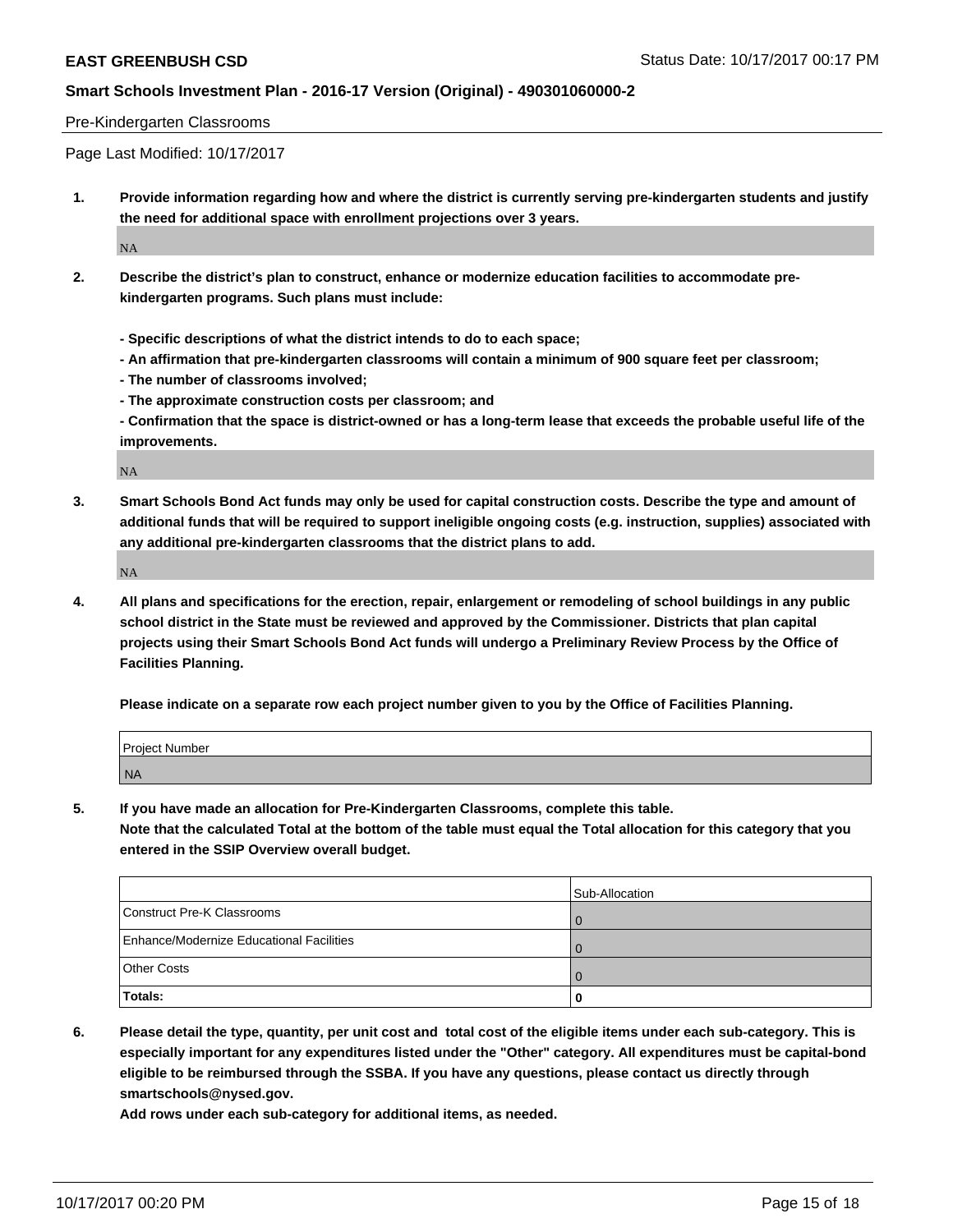Pre-Kindergarten Classrooms

Page Last Modified: 10/17/2017

**1. Provide information regarding how and where the district is currently serving pre-kindergarten students and justify the need for additional space with enrollment projections over 3 years.**

NA

**2. Describe the district's plan to construct, enhance or modernize education facilities to accommodate pre-kindergarten programs. Such plans must include:**

**- Specific descriptions of what the district intends to do to each space;**
**- An affirmation that pre-kindergarten classrooms will contain a minimum of 900 square feet per classroom;**
**- The number of classrooms involved;**
**- The approximate construction costs per classroom; and**
**- Confirmation that the space is district-owned or has a long-term lease that exceeds the probable useful life of the improvements.**

NA

**3. Smart Schools Bond Act funds may only be used for capital construction costs. Describe the type and amount of additional funds that will be required to support ineligible ongoing costs (e.g. instruction, supplies) associated with any additional pre-kindergarten classrooms that the district plans to add.**

NA

**4. All plans and specifications for the erection, repair, enlargement or remodeling of school buildings in any public school district in the State must be reviewed and approved by the Commissioner. Districts that plan capital projects using their Smart Schools Bond Act funds will undergo a Preliminary Review Process by the Office of Facilities Planning.**

**Please indicate on a separate row each project number given to you by the Office of Facilities Planning.**

| Project Number |
|---|
| NA |

**5. If you have made an allocation for Pre-Kindergarten Classrooms, complete this table.**
**Note that the calculated Total at the bottom of the table must equal the Total allocation for this category that you entered in the SSIP Overview overall budget.**

| | Sub-Allocation |
|---|---|
| Construct Pre-K Classrooms | 0 |
| Enhance/Modernize Educational Facilities | 0 |
| Other Costs | 0 |
| **Totals:** | **0** |

**6. Please detail the type, quantity, per unit cost and total cost of the eligible items under each sub-category. This is especially important for any expenditures listed under the "Other" category. All expenditures must be capital-bond eligible to be reimbursed through the SSBA. If you have any questions, please contact us directly through smartschools@nysed.gov.**

**Add rows under each sub-category for additional items, as needed.**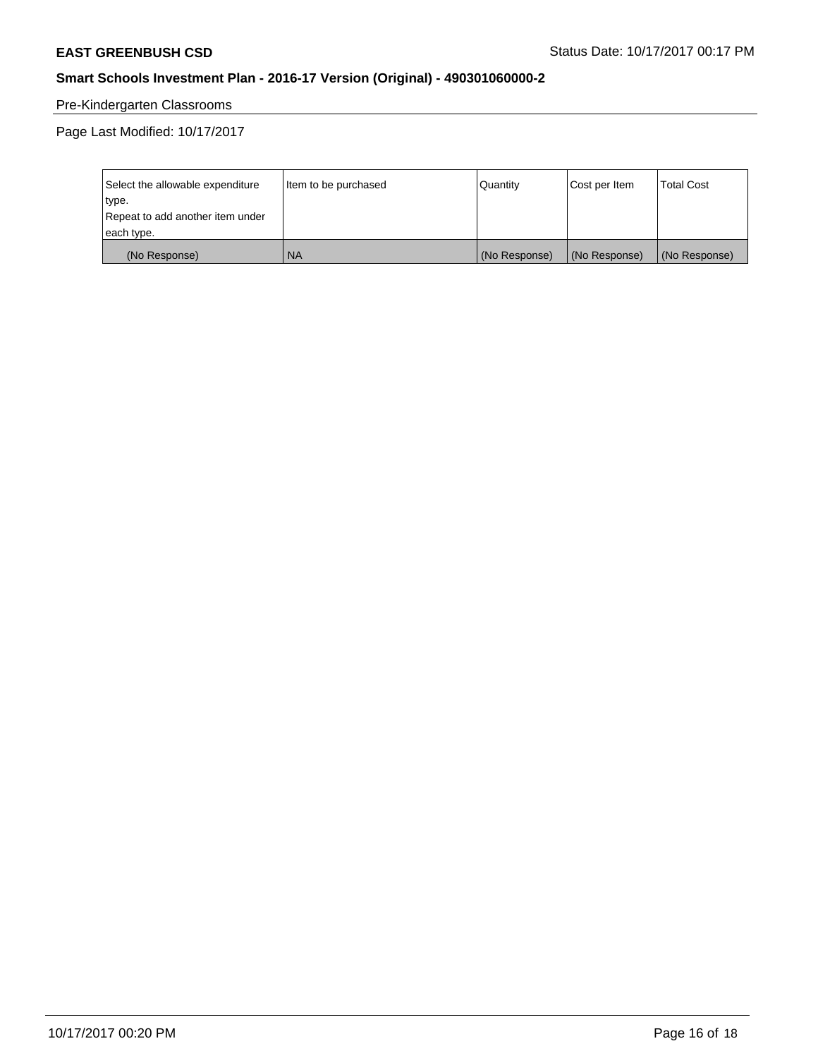Pre-Kindergarten Classrooms

Page Last Modified: 10/17/2017

| Select the allowable expenditure type.<br>Repeat to add another item under each type. | Item to be purchased | Quantity | Cost per Item | Total Cost |
|---|---|---|---|---|
| (No Response) | NA | (No Response) | (No Response) | (No Response) |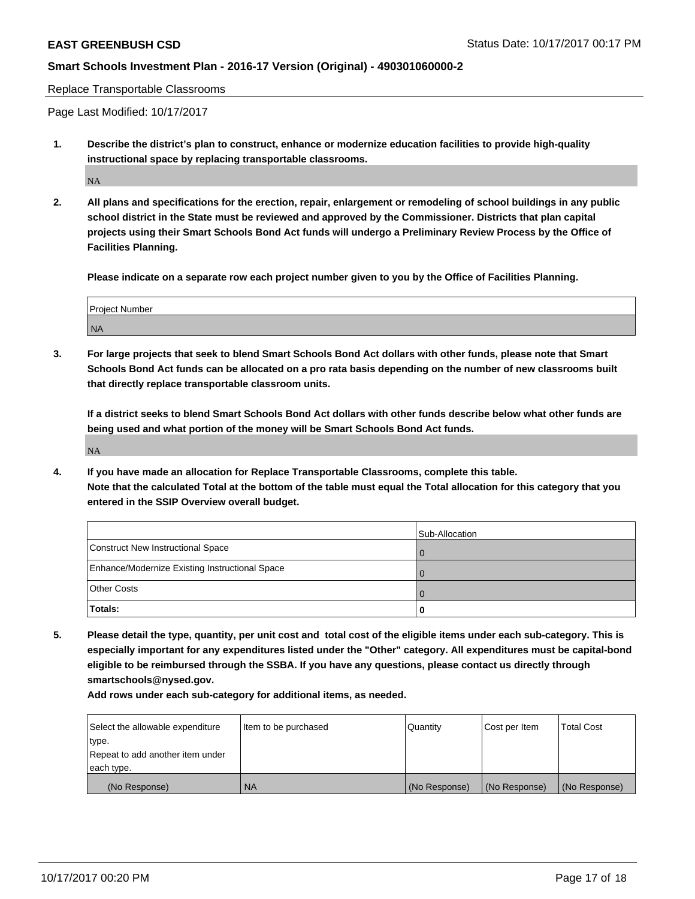Replace Transportable Classrooms

Page Last Modified: 10/17/2017

**1. Describe the district's plan to construct, enhance or modernize education facilities to provide high-quality instructional space by replacing transportable classrooms.**

NA

**2. All plans and specifications for the erection, repair, enlargement or remodeling of school buildings in any public school district in the State must be reviewed and approved by the Commissioner. Districts that plan capital projects using their Smart Schools Bond Act funds will undergo a Preliminary Review Process by the Office of Facilities Planning.**

**Please indicate on a separate row each project number given to you by the Office of Facilities Planning.**

| Project Number |
|---|
| NA |

**3. For large projects that seek to blend Smart Schools Bond Act dollars with other funds, please note that Smart Schools Bond Act funds can be allocated on a pro rata basis depending on the number of new classrooms built that directly replace transportable classroom units.**

**If a district seeks to blend Smart Schools Bond Act dollars with other funds describe below what other funds are being used and what portion of the money will be Smart Schools Bond Act funds.**

NA

**4. If you have made an allocation for Replace Transportable Classrooms, complete this table.**
**Note that the calculated Total at the bottom of the table must equal the Total allocation for this category that you entered in the SSIP Overview overall budget.**

| | Sub-Allocation |
|---|---|
| Construct New Instructional Space | 0 |
| Enhance/Modernize Existing Instructional Space | 0 |
| Other Costs | 0 |
| **Totals:** | **0** |

**5. Please detail the type, quantity, per unit cost and total cost of the eligible items under each sub-category. This is especially important for any expenditures listed under the "Other" category. All expenditures must be capital-bond eligible to be reimbursed through the SSBA. If you have any questions, please contact us directly through smartschools@nysed.gov.**
**Add rows under each sub-category for additional items, as needed.**

| Select the allowable expenditure type. Repeat to add another item under each type. | Item to be purchased | Quantity | Cost per Item | Total Cost |
|---|---|---|---|---|
| (No Response) | NA | (No Response) | (No Response) | (No Response) |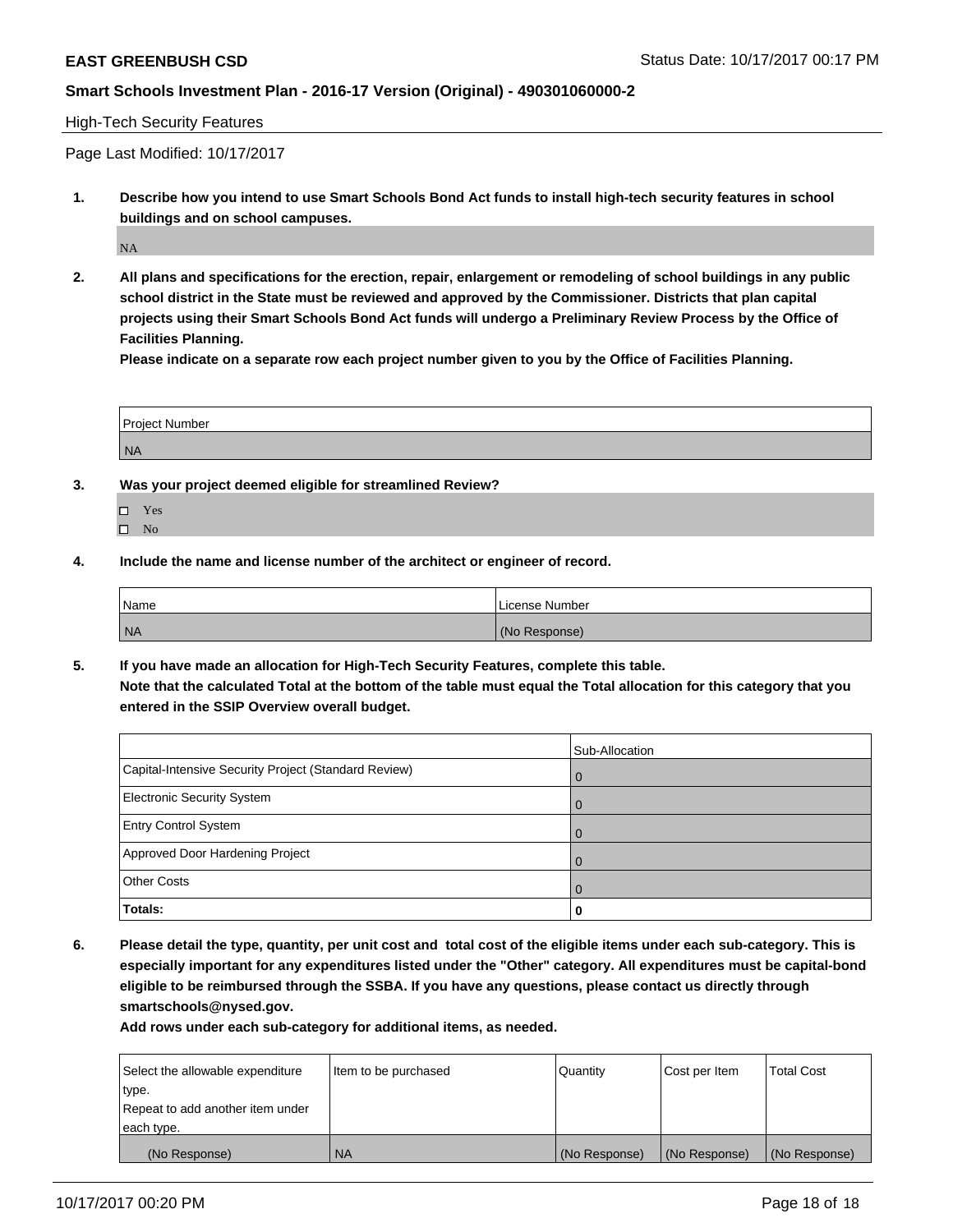High-Tech Security Features

Page Last Modified: 10/17/2017

1. **Describe how you intend to use Smart Schools Bond Act funds to install high-tech security features in school buildings and on school campuses.**

   NA

2. **All plans and specifications for the erection, repair, enlargement or remodeling of school buildings in any public school district in the State must be reviewed and approved by the Commissioner. Districts that plan capital projects using their Smart Schools Bond Act funds will undergo a Preliminary Review Process by the Office of Facilities Planning.**

   **Please indicate on a separate row each project number given to you by the Office of Facilities Planning.**

| Project Number |
|---|
| NA |

3. **Was your project deemed eligible for streamlined Review?**

   ☐ Yes
   ☐ No

4. **Include the name and license number of the architect or engineer of record.**

| Name | License Number |
|---|---|
| NA | (No Response) |

5. **If you have made an allocation for High-Tech Security Features, complete this table.**
   **Note that the calculated Total at the bottom of the table must equal the Total allocation for this category that you entered in the SSIP Overview overall budget.**

| | Sub-Allocation |
|---|---|
| Capital-Intensive Security Project (Standard Review) | 0 |
| Electronic Security System | 0 |
| Entry Control System | 0 |
| Approved Door Hardening Project | 0 |
| Other Costs | 0 |
| **Totals:** | **0** |

6. **Please detail the type, quantity, per unit cost and total cost of the eligible items under each sub-category. This is especially important for any expenditures listed under the "Other" category. All expenditures must be capital-bond eligible to be reimbursed through the SSBA. If you have any questions, please contact us directly through smartschools@nysed.gov.**

   **Add rows under each sub-category for additional items, as needed.**

| Select the allowable expenditure type. Repeat to add another item under each type. | Item to be purchased | Quantity | Cost per Item | Total Cost |
|---|---|---|---|---|
| (No Response) | NA | (No Response) | (No Response) | (No Response) |